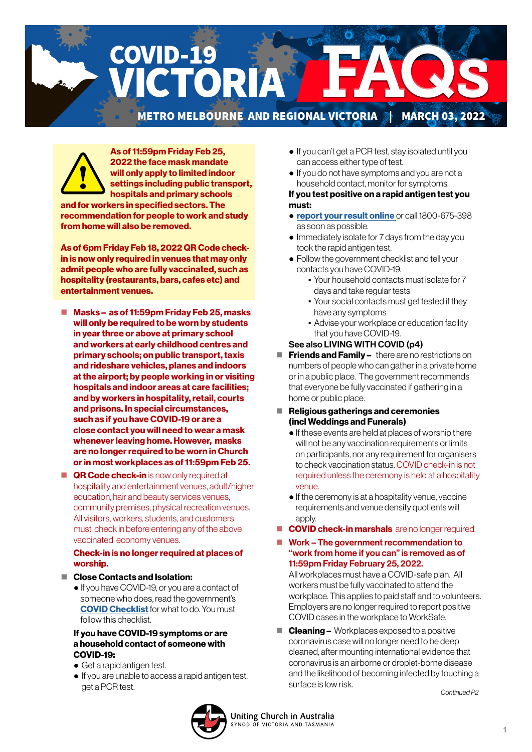# COVID-19 VICTORIA FAQs

**METRO MELBOURNE AND REGIONAL VICTORIA | MARCH 03, 2022**

**As of 11:59pm Friday Feb 25, 2022 the face mask mandate will only apply to limited indoor settings including public transport, hospitals and primary schools and for workers in specified sectors. The recommendation for people to work and study from home will also be removed.**

**As of 6pm Friday Feb 18, 2022 QR Code check-in is now only required in venues that may only admit people who are fully vaccinated, such as hospitality (restaurants, bars, cafes etc) and entertainment venues.**

- **Masks – as of 11:59pm Friday Feb 25, masks will only be required to be worn by students in year three or above at primary school and workers at early childhood centres and primary schools; on public transport, taxis and rideshare vehicles, planes and indoors at the airport; by people working in or visiting hospitals and indoor areas at care facilities; and by workers in hospitality, retail, courts and prisons. In special circumstances, such as if you have COVID-19 or are a close contact you will need to wear a mask whenever leaving home. However, masks are no longer required to be worn in Church or in most workplaces as of 11:59pm Feb 25.**
- **QR Code check-in** is now only required at hospitality and entertainment venues, adult/higher education, hair and beauty services venues, community premises, physical recreation venues. All visitors, workers, students, and customers must check in before entering any of the above vaccinated economy venues.

  **Check-in is no longer required at places of worship.**
- **Close Contacts and Isolation:**
  - If you have COVID-19, or you are a contact of someone who does, read the government's **COVID Checklist** for what to do. You must follow this checklist.

  **If you have COVID-19 symptoms or are a household contact of someone with COVID-19:**
  - Get a rapid antigen test.
  - If you are unable to access a rapid antigen test, get a PCR test.
  - If you can't get a PCR test, stay isolated until you can access either type of test.
  - If you do not have symptoms and you are not a household contact, monitor for symptoms.

  **If you test positive on a rapid antigen test you must:**
  - **report your result online** or call 1800-675-398 as soon as possible.
  - Immediately isolate for 7 days from the day you took the rapid antigen test.
  - Follow the government checklist and tell your contacts you have COVID-19.
    - Your household contacts must isolate for 7 days and take regular tests
    - Your social contacts must get tested if they have any symptoms
    - Advise your workplace or education facility that you have COVID-19.

  **See also LIVING WITH COVID (p4)**
- **Friends and Family –** there are no restrictions on numbers of people who can gather in a private home or in a public place. The government recommends that everyone be fully vaccinated if gathering in a home or public place.
- **Religious gatherings and ceremonies (incl Weddings and Funerals)**
  - If these events are held at places of worship there will not be any vaccination requirements or limits on participants, nor any requirement for organisers to check vaccination status. COVID check-in is not required unless the ceremony is held at a hospitality venue.
  - If the ceremony is at a hospitality venue, vaccine requirements and venue density quotients will apply.
- **COVID check-in marshals** are no longer required.
- **Work – The government recommendation to "work from home if you can" is removed as of 11:59pm Friday February 25, 2022.**

  All workplaces must have a COVID-safe plan. All workers must be fully vaccinated to attend the workplace. This applies to paid staff and to volunteers. Employers are no longer required to report positive COVID cases in the workplace to WorkSafe.
- **Cleaning –** Workplaces exposed to a positive coronavirus case will no longer need to be deep cleaned, after mounting international evidence that coronavirus is an airborne or droplet-borne disease and the likelihood of becoming infected by touching a surface is low risk.

*Continued P2*

Uniting Church in Australia
SYNOD OF VICTORIA AND TASMANIA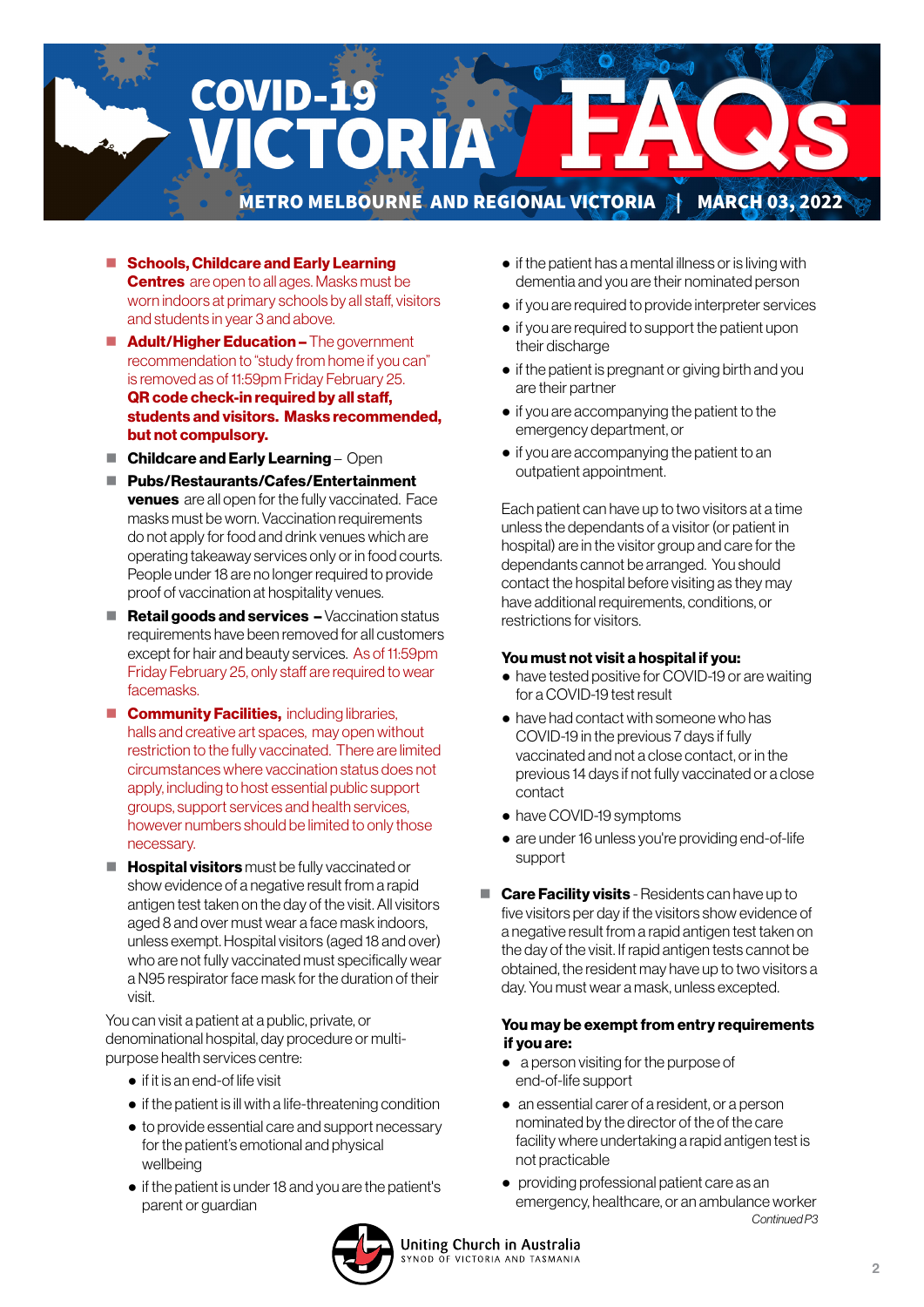# COVID-19 VICTORIA FAQs

**METRO MELBOURNE AND REGIONAL VICTORIA | MARCH 03, 2022**

- **Schools, Childcare and Early Learning Centres** are open to all ages. Masks must be worn indoors at primary schools by all staff, visitors and students in year 3 and above.
- **Adult/Higher Education –** The government recommendation to "study from home if you can" is removed as of 11:59pm Friday February 25. **QR code check-in required by all staff, students and visitors. Masks recommended, but not compulsory.**
- **Childcare and Early Learning** – Open
- **Pubs/Restaurants/Cafes/Entertainment venues** are all open for the fully vaccinated. Face masks must be worn. Vaccination requirements do not apply for food and drink venues which are operating takeaway services only or in food courts. People under 18 are no longer required to provide proof of vaccination at hospitality venues.
- **Retail goods and services –** Vaccination status requirements have been removed for all customers except for hair and beauty services. As of 11:59pm Friday February 25, only staff are required to wear facemasks.
- **Community Facilities,** including libraries, halls and creative art spaces, may open without restriction to the fully vaccinated. There are limited circumstances where vaccination status does not apply, including to host essential public support groups, support services and health services, however numbers should be limited to only those necessary.
- **Hospital visitors** must be fully vaccinated or show evidence of a negative result from a rapid antigen test taken on the day of the visit. All visitors aged 8 and over must wear a face mask indoors, unless exempt. Hospital visitors (aged 18 and over) who are not fully vaccinated must specifically wear a N95 respirator face mask for the duration of their visit.

You can visit a patient at a public, private, or denominational hospital, day procedure or multi-purpose health services centre:

- if it is an end-of life visit
- if the patient is ill with a life-threatening condition
- to provide essential care and support necessary for the patient's emotional and physical wellbeing
- if the patient is under 18 and you are the patient's parent or guardian
- if the patient has a mental illness or is living with dementia and you are their nominated person
- if you are required to provide interpreter services
- if you are required to support the patient upon their discharge
- if the patient is pregnant or giving birth and you are their partner
- if you are accompanying the patient to the emergency department, or
- if you are accompanying the patient to an outpatient appointment.

Each patient can have up to two visitors at a time unless the dependants of a visitor (or patient in hospital) are in the visitor group and care for the dependants cannot be arranged. You should contact the hospital before visiting as they may have additional requirements, conditions, or restrictions for visitors.

**You must not visit a hospital if you:**

- have tested positive for COVID-19 or are waiting for a COVID-19 test result
- have had contact with someone who has COVID-19 in the previous 7 days if fully vaccinated and not a close contact, or in the previous 14 days if not fully vaccinated or a close contact
- have COVID-19 symptoms
- are under 16 unless you're providing end-of-life support

- **Care Facility visits** - Residents can have up to five visitors per day if the visitors show evidence of a negative result from a rapid antigen test taken on the day of the visit. If rapid antigen tests cannot be obtained, the resident may have up to two visitors a day. You must wear a mask, unless excepted.

**You may be exempt from entry requirements if you are:**

- a person visiting for the purpose of end-of-life support
- an essential carer of a resident, or a person nominated by the director of the of the care facility where undertaking a rapid antigen test is not practicable
- providing professional patient care as an emergency, healthcare, or an ambulance worker

*Continued P3*

Uniting Church in Australia
SYNOD OF VICTORIA AND TASMANIA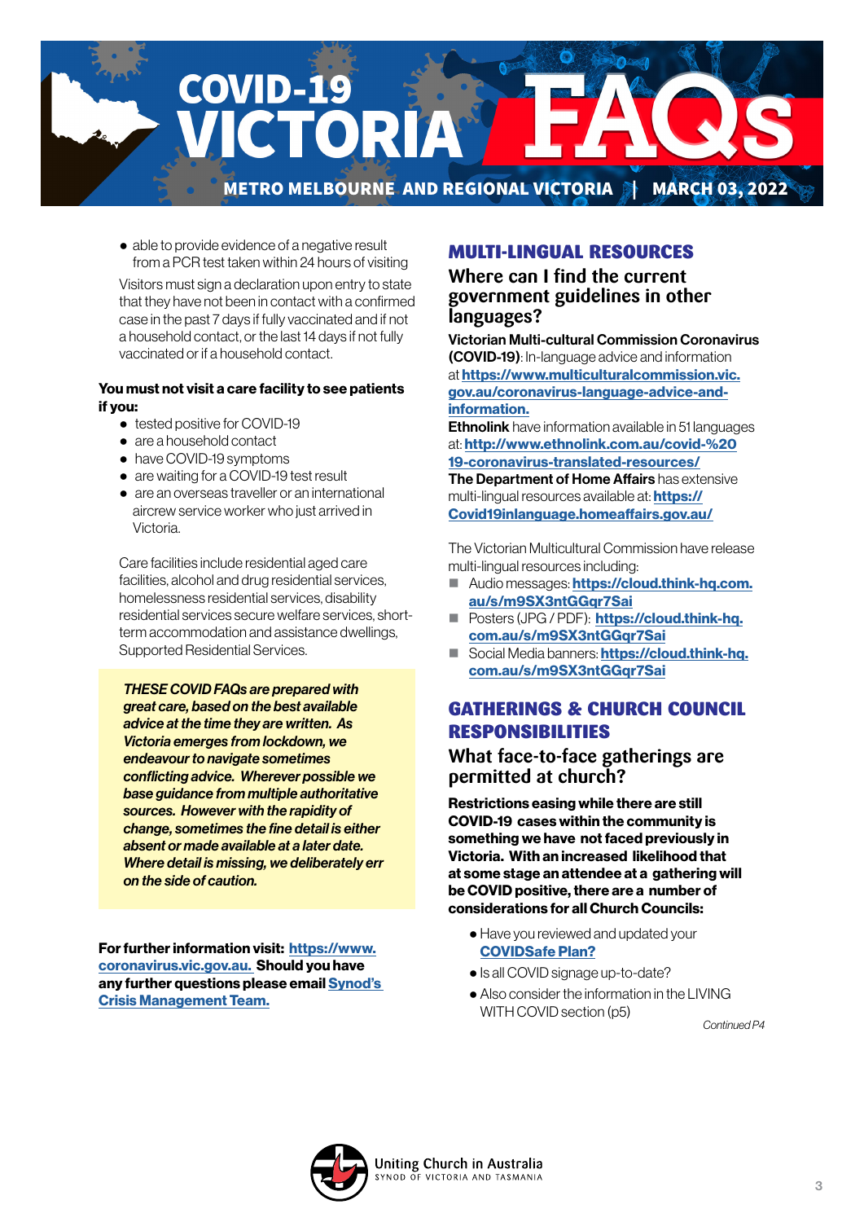- able to provide evidence of a negative result from a PCR test taken within 24 hours of visiting

Visitors must sign a declaration upon entry to state that they have not been in contact with a confirmed case in the past 7 days if fully vaccinated and if not a household contact, or the last 14 days if not fully vaccinated or if a household contact.

**You must not visit a care facility to see patients if you:**

- tested positive for COVID-19
- are a household contact
- have COVID-19 symptoms
- are waiting for a COVID-19 test result
- are an overseas traveller or an international aircrew service worker who just arrived in Victoria.

Care facilities include residential aged care facilities, alcohol and drug residential services, homelessness residential services, disability residential services secure welfare services, short-term accommodation and assistance dwellings, Supported Residential Services.

***THESE COVID FAQs are prepared with great care, based on the best available advice at the time they are written. As Victoria emerges from lockdown, we endeavour to navigate sometimes conflicting advice. Wherever possible we base guidance from multiple authoritative sources. However with the rapidity of change, sometimes the fine detail is either absent or made available at a later date. Where detail is missing, we deliberately err on the side of caution.***

**For further information visit: https://www.coronavirus.vic.gov.au. Should you have any further questions please email Synod's Crisis Management Team.**

## MULTI-LINGUAL RESOURCES

### Where can I find the current government guidelines in other languages?

**Victorian Multi-cultural Commission Coronavirus (COVID-19)**: In-language advice and information at **https://www.multiculturalcommission.vic.gov.au/coronavirus-language-advice-and-information.**

**Ethnolink** have information available in 51 languages at: **http://www.ethnolink.com.au/covid-%2019-coronavirus-translated-resources/**

**The Department of Home Affairs** have extensive multi-lingual resources available at: **https://Covid19inlanguage.homeaffairs.gov.au/**

The Victorian Multicultural Commission have release multi-lingual resources including:

- Audio messages: **https://cloud.think-hq.com.au/s/m9SX3ntGGqr7Sai**
- Posters (JPG / PDF): **https://cloud.think-hq.com.au/s/m9SX3ntGGqr7Sai**
- Social Media banners: **https://cloud.think-hq.com.au/s/m9SX3ntGGqr7Sai**

## GATHERINGS & CHURCH COUNCIL RESPONSIBILITIES

### What face-to-face gatherings are permitted at church?

**Restrictions easing while there are still COVID-19 cases within the community is something we have not faced previously in Victoria. With an increased likelihood that at some stage an attendee at a gathering will be COVID positive, there are a number of considerations for all Church Councils:**

- Have you reviewed and updated your **COVIDSafe Plan?**
- Is all COVID signage up-to-date?
- Also consider the information in the LIVING WITH COVID section (p5)

*Continued P4*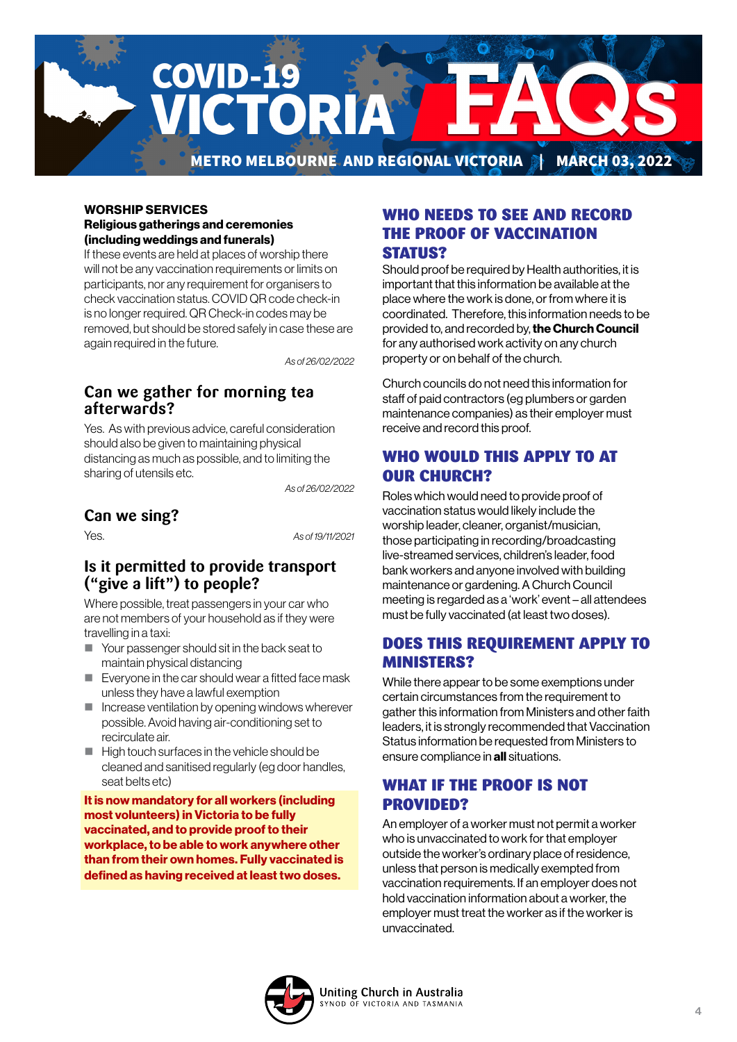# COVID-19 VICTORIA FAQs

METRO MELBOURNE AND REGIONAL VICTORIA | MARCH 03, 2022

**WORSHIP SERVICES**

**Religious gatherings and ceremonies (including weddings and funerals)**

If these events are held at places of worship there will not be any vaccination requirements or limits on participants, nor any requirement for organisers to check vaccination status. COVID QR code check-in is no longer required. QR Check-in codes may be removed, but should be stored safely in case these are again required in the future.

*As of 26/02/2022*

## Can we gather for morning tea afterwards?

Yes. As with previous advice, careful consideration should also be given to maintaining physical distancing as much as possible, and to limiting the sharing of utensils etc.

*As of 26/02/2022*

## Can we sing?

Yes.

*As of 19/11/2021*

## Is it permitted to provide transport ("give a lift") to people?

Where possible, treat passengers in your car who are not members of your household as if they were travelling in a taxi:

- Your passenger should sit in the back seat to maintain physical distancing
- Everyone in the car should wear a fitted face mask unless they have a lawful exemption
- Increase ventilation by opening windows wherever possible. Avoid having air-conditioning set to recirculate air.
- High touch surfaces in the vehicle should be cleaned and sanitised regularly (eg door handles, seat belts etc)

**It is now mandatory for all workers (including most volunteers) in Victoria to be fully vaccinated, and to provide proof to their workplace, to be able to work anywhere other than from their own homes. Fully vaccinated is defined as having received at least two doses.**

## WHO NEEDS TO SEE AND RECORD THE PROOF OF VACCINATION STATUS?

Should proof be required by Health authorities, it is important that this information be available at the place where the work is done, or from where it is coordinated. Therefore, this information needs to be provided to, and recorded by, **the Church Council** for any authorised work activity on any church property or on behalf of the church.

Church councils do not need this information for staff of paid contractors (eg plumbers or garden maintenance companies) as their employer must receive and record this proof.

## WHO WOULD THIS APPLY TO AT OUR CHURCH?

Roles which would need to provide proof of vaccination status would likely include the worship leader, cleaner, organist/musician, those participating in recording/broadcasting live-streamed services, children's leader, food bank workers and anyone involved with building maintenance or gardening. A Church Council meeting is regarded as a 'work' event – all attendees must be fully vaccinated (at least two doses).

## DOES THIS REQUIREMENT APPLY TO MINISTERS?

While there appear to be some exemptions under certain circumstances from the requirement to gather this information from Ministers and other faith leaders, it is strongly recommended that Vaccination Status information be requested from Ministers to ensure compliance in **all** situations.

## WHAT IF THE PROOF IS NOT PROVIDED?

An employer of a worker must not permit a worker who is unvaccinated to work for that employer outside the worker's ordinary place of residence, unless that person is medically exempted from vaccination requirements. If an employer does not hold vaccination information about a worker, the employer must treat the worker as if the worker is unvaccinated.

Uniting Church in Australia
SYNOD OF VICTORIA AND TASMANIA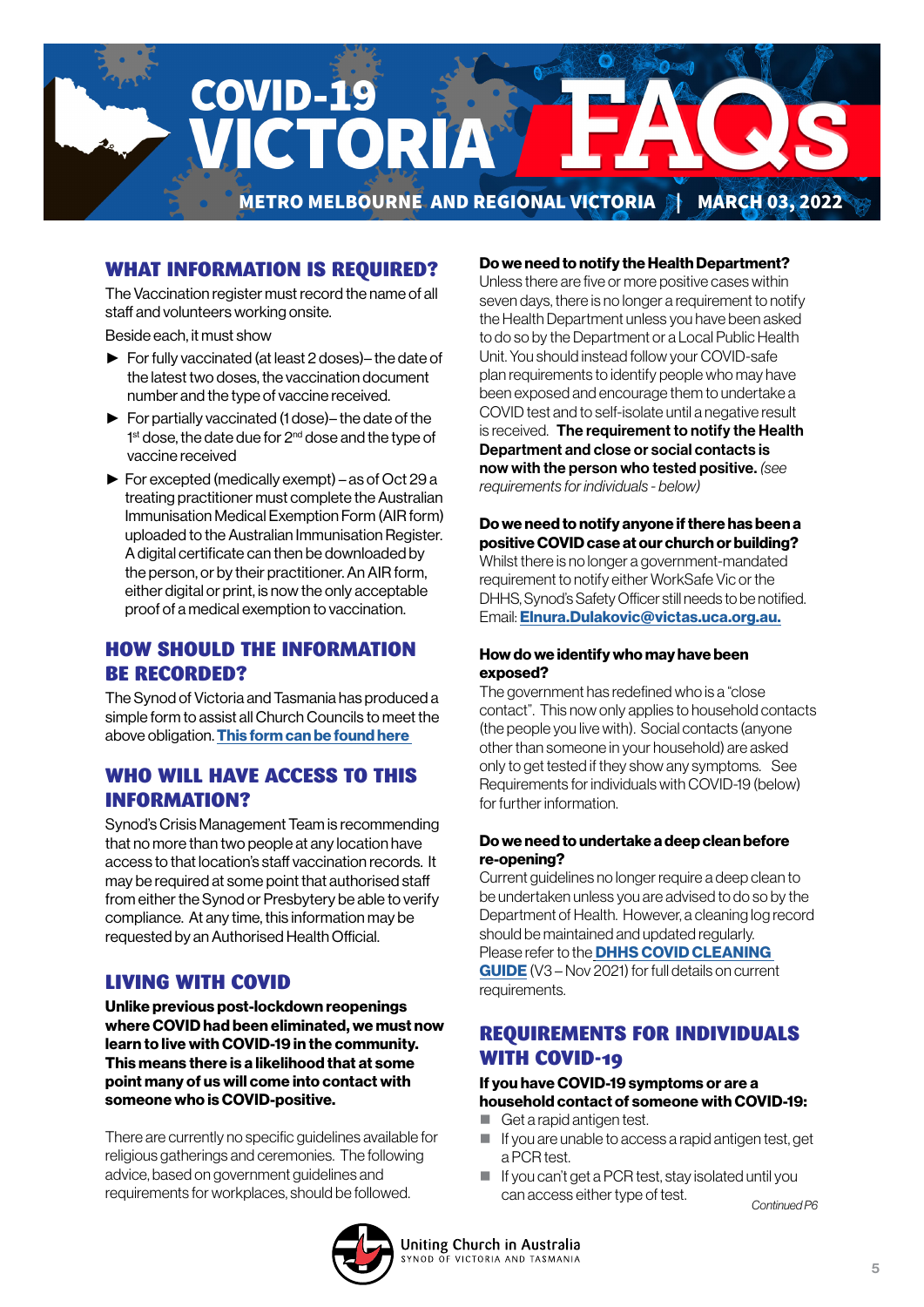# COVID-19 VICTORIA FAQs

**METRO MELBOURNE AND REGIONAL VICTORIA | MARCH 03, 2022**

## WHAT INFORMATION IS REQUIRED?

The Vaccination register must record the name of all staff and volunteers working onsite.

Beside each, it must show

- For fully vaccinated (at least 2 doses)– the date of the latest two doses, the vaccination document number and the type of vaccine received
- For partially vaccinated (1 dose)– the date of the 1st dose, the date due for 2nd dose and the type of vaccine received
- For excepted (medically exempt) – as of Oct 29 a treating practitioner must complete the Australian Immunisation Medical Exemption Form (AIR form) uploaded to the Australian Immunisation Register. A digital certificate can then be downloaded by the person, or by their practitioner. An AIR form, either digital or print, is now the only acceptable proof of a medical exemption to vaccination.

## HOW SHOULD THE INFORMATION BE RECORDED?

The Synod of Victoria and Tasmania has produced a simple form to assist all Church Councils to meet the above obligation. **This form can be found here**

## WHO WILL HAVE ACCESS TO THIS INFORMATION?

Synod's Crisis Management Team is recommending that no more than two people at any location have access to that location's staff vaccination records. It may be required at some point that authorised staff from either the Synod or Presbytery be able to verify compliance. At any time, this information may be requested by an Authorised Health Official.

## LIVING WITH COVID

**Unlike previous post-lockdown reopenings where COVID had been eliminated, we must now learn to live with COVID-19 in the community. This means there is a likelihood that at some point many of us will come into contact with someone who is COVID-positive.**

There are currently no specific guidelines available for religious gatherings and ceremonies. The following advice, based on government guidelines and requirements for workplaces, should be followed.

### Do we need to notify the Health Department?

Unless there are five or more positive cases within seven days, there is no longer a requirement to notify the Health Department unless you have been asked to do so by the Department or a Local Public Health Unit. You should instead follow your COVID-safe plan requirements to identify people who may have been exposed and encourage them to undertake a COVID test and to self-isolate until a negative result is received. **The requirement to notify the Health Department and close or social contacts is now with the person who tested positive.** *(see requirements for individuals - below)*

### Do we need to notify anyone if there has been a positive COVID case at our church or building?

Whilst there is no longer a government-mandated requirement to notify either WorkSafe Vic or the DHHS, Synod's Safety Officer still needs to be notified. Email: **Elnura.Dulakovic@victas.uca.org.au.**

### How do we identify who may have been exposed?

The government has redefined who is a "close contact". This now only applies to household contacts (the people you live with). Social contacts (anyone other than someone in your household) are asked only to get tested if they show any symptoms. See Requirements for individuals with COVID-19 (below) for further information.

### Do we need to undertake a deep clean before re-opening?

Current guidelines no longer require a deep clean to be undertaken unless you are advised to do so by the Department of Health. However, a cleaning log record should be maintained and updated regularly. Please refer to the **DHHS COVID CLEANING GUIDE** (V3 – Nov 2021) for full details on current requirements.

## REQUIREMENTS FOR INDIVIDUALS WITH COVID-19

**If you have COVID-19 symptoms or are a household contact of someone with COVID-19:**

- Get a rapid antigen test.
- If you are unable to access a rapid antigen test, get a PCR test.
- If you can't get a PCR test, stay isolated until you can access either type of test.

*Continued P6*

Uniting Church in Australia
SYNOD OF VICTORIA AND TASMANIA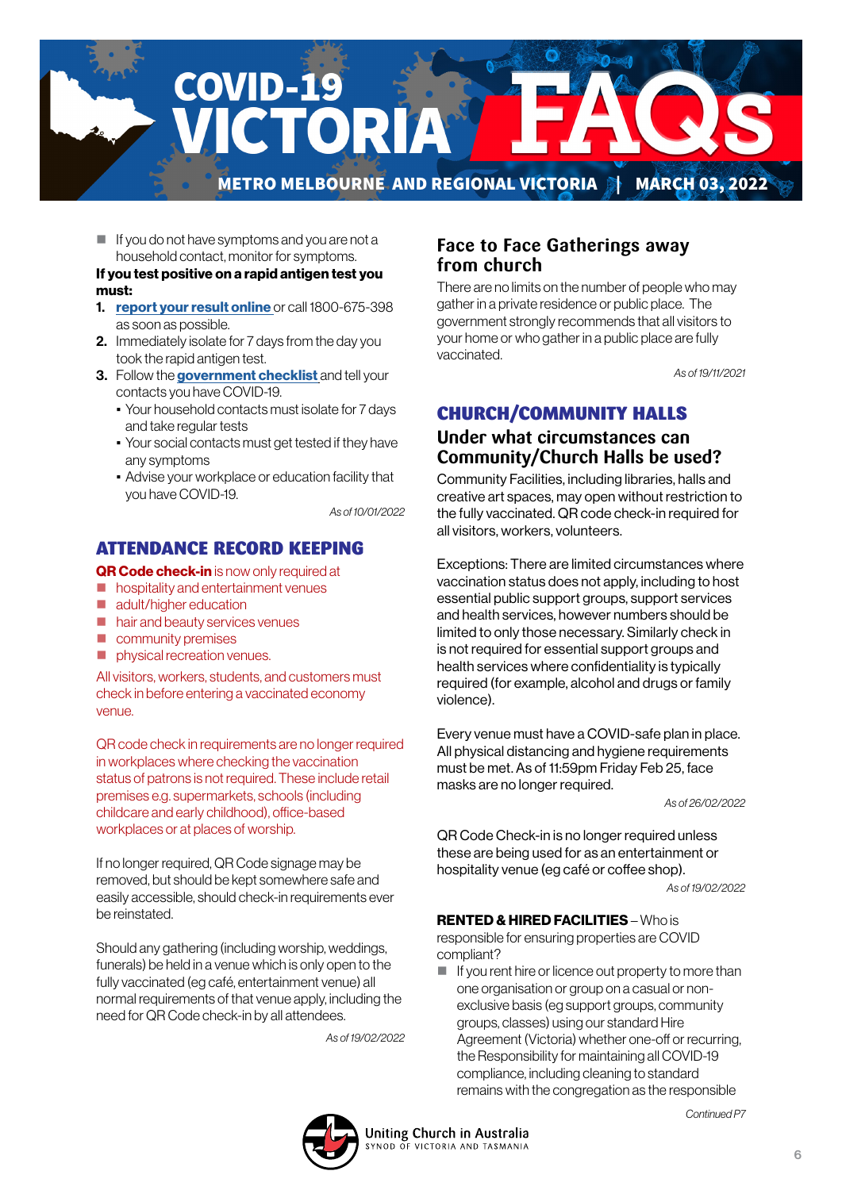- If you do not have symptoms and you are not a household contact, monitor for symptoms.

**If you test positive on a rapid antigen test you must:**

1. **report your result online** or call 1800-675-398 as soon as possible.
2. Immediately isolate for 7 days from the day you took the rapid antigen test.
3. Follow the **government checklist** and tell your contacts you have COVID-19.
   - Your household contacts must isolate for 7 days and take regular tests
   - Your social contacts must get tested if they have any symptoms
   - Advise your workplace or education facility that you have COVID-19.

*As of 10/01/2022*

## ATTENDANCE RECORD KEEPING

**QR Code check-in** is now only required at

- hospitality and entertainment venues
- adult/higher education
- hair and beauty services venues
- community premises
- physical recreation venues.

All visitors, workers, students, and customers must check in before entering a vaccinated economy venue.

QR code check in requirements are no longer required in workplaces where checking the vaccination status of patrons is not required. These include retail premises e.g. supermarkets, schools (including childcare and early childhood), office-based workplaces or at places of worship.

If no longer required, QR Code signage may be removed, but should be kept somewhere safe and easily accessible, should check-in requirements ever be reinstated.

Should any gathering (including worship, weddings, funerals) be held in a venue which is only open to the fully vaccinated (eg café, entertainment venue) all normal requirements of that venue apply, including the need for QR Code check-in by all attendees.

*As of 19/02/2022*

### Face to Face Gatherings away from church

There are no limits on the number of people who may gather in a private residence or public place. The government strongly recommends that all visitors to your home or who gather in a public place are fully vaccinated.

*As of 19/11/2021*

## CHURCH/COMMUNITY HALLS

### Under what circumstances can Community/Church Halls be used?

Community Facilities, including libraries, halls and creative art spaces, may open without restriction to the fully vaccinated. QR code check-in required for all visitors, workers, volunteers.

Exceptions: There are limited circumstances where vaccination status does not apply, including to host essential public support groups, support services and health services, however numbers should be limited to only those necessary. Similarly check in is not required for essential support groups and health services where confidentiality is typically required (for example, alcohol and drugs or family violence).

Every venue must have a COVID-safe plan in place. All physical distancing and hygiene requirements must be met. As of 11:59pm Friday Feb 25, face masks are no longer required.

*As of 26/02/2022*

QR Code Check-in is no longer required unless these are being used for as an entertainment or hospitality venue (eg café or coffee shop).

*As of 19/02/2022*

**RENTED & HIRED FACILITIES** – Who is responsible for ensuring properties are COVID compliant?

- If you rent hire or licence out property to more than one organisation or group on a casual or non-exclusive basis (eg support groups, community groups, classes) using our standard Hire Agreement (Victoria) whether one-off or recurring, the Responsibility for maintaining all COVID-19 compliance, including cleaning to standard remains with the congregation as the responsible

*Continued P7*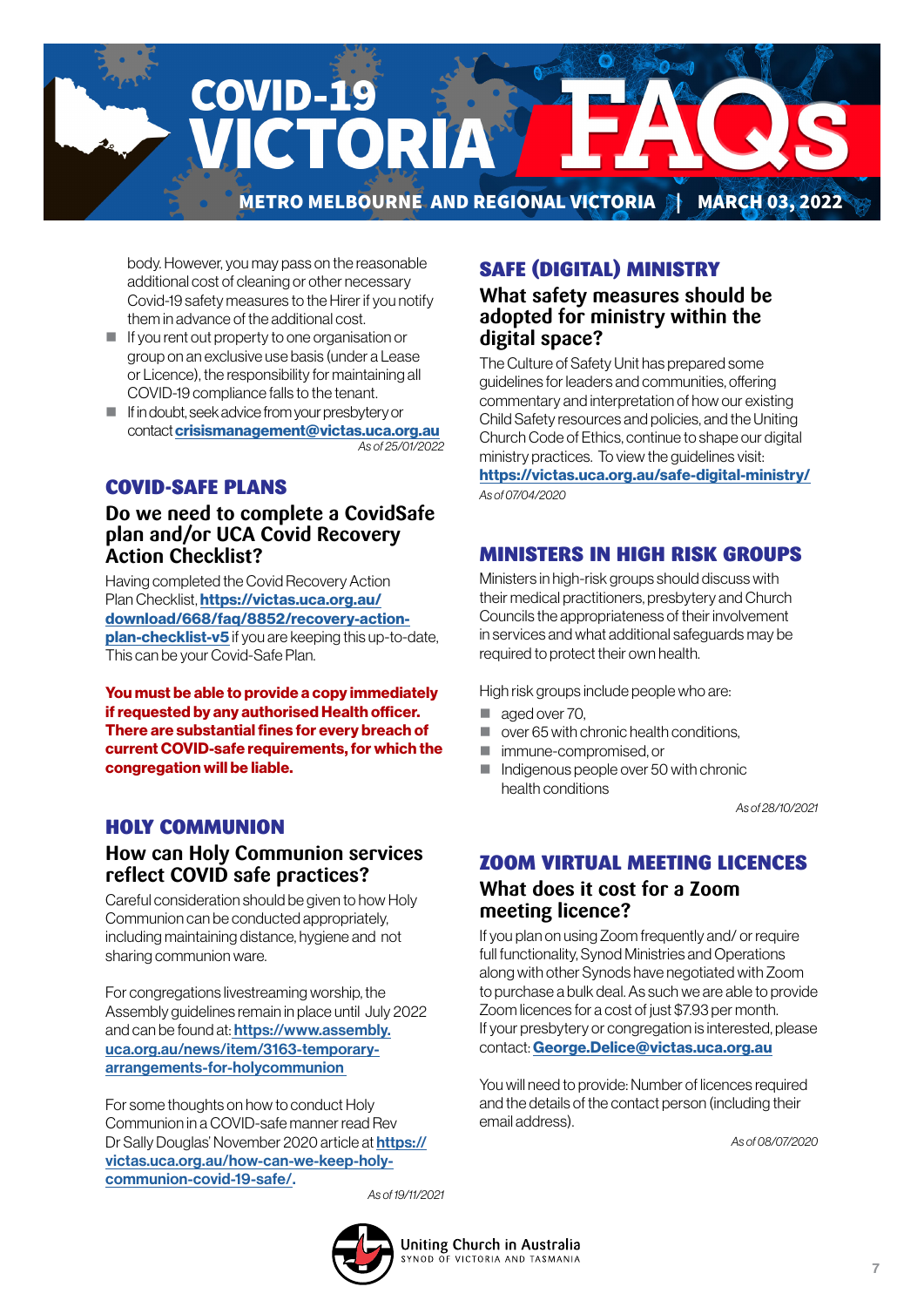body. However, you may pass on the reasonable additional cost of cleaning or other necessary Covid-19 safety measures to the Hirer if you notify them in advance of the additional cost.

- If you rent out property to one organisation or group on an exclusive use basis (under a Lease or Licence), the responsibility for maintaining all COVID-19 compliance falls to the tenant.
- If in doubt, seek advice from your presbytery or contact **crisismanagement@victas.uca.org.au**

*As of 25/01/2022*

## COVID-SAFE PLANS

### Do we need to complete a CovidSafe plan and/or UCA Covid Recovery Action Checklist?

Having completed the Covid Recovery Action Plan Checklist, **https://victas.uca.org.au/download/668/faq/8852/recovery-action-plan-checklist-v5** if you are keeping this up-to-date, This can be your Covid-Safe Plan.

**You must be able to provide a copy immediately if requested by any authorised Health officer. There are substantial fines for every breach of current COVID-safe requirements, for which the congregation will be liable.**

## HOLY COMMUNION

### How can Holy Communion services reflect COVID safe practices?

Careful consideration should be given to how Holy Communion can be conducted appropriately, including maintaining distance, hygiene and not sharing communion ware.

For congregations livestreaming worship, the Assembly guidelines remain in place until July 2022 and can be found at: **https://www.assembly.uca.org.au/news/item/3163-temporary-arrangements-for-holycommunion**

For some thoughts on how to conduct Holy Communion in a COVID-safe manner read Rev Dr Sally Douglas' November 2020 article at **https://victas.uca.org.au/how-can-we-keep-holy-communion-covid-19-safe/.**

*As of 19/11/2021*

## SAFE (DIGITAL) MINISTRY

### What safety measures should be adopted for ministry within the digital space?

The Culture of Safety Unit has prepared some guidelines for leaders and communities, offering commentary and interpretation of how our existing Child Safety resources and policies, and the Uniting Church Code of Ethics, continue to shape our digital ministry practices. To view the guidelines visit: **https://victas.uca.org.au/safe-digital-ministry/**

*As of 07/04/2020*

## MINISTERS IN HIGH RISK GROUPS

Ministers in high-risk groups should discuss with their medical practitioners, presbytery and Church Councils the appropriateness of their involvement in services and what additional safeguards may be required to protect their own health.

High risk groups include people who are:

- aged over 70,
- over 65 with chronic health conditions,
- immune-compromised, or
- Indigenous people over 50 with chronic health conditions

*As of 28/10/2021*

## ZOOM VIRTUAL MEETING LICENCES

### What does it cost for a Zoom meeting licence?

If you plan on using Zoom frequently and/ or require full functionality, Synod Ministries and Operations along with other Synods have negotiated with Zoom to purchase a bulk deal. As such we are able to provide Zoom licences for a cost of just $7.93 per month. If your presbytery or congregation is interested, please contact: **George.Delice@victas.uca.org.au**

You will need to provide: Number of licences required and the details of the contact person (including their email address).

*As of 08/07/2020*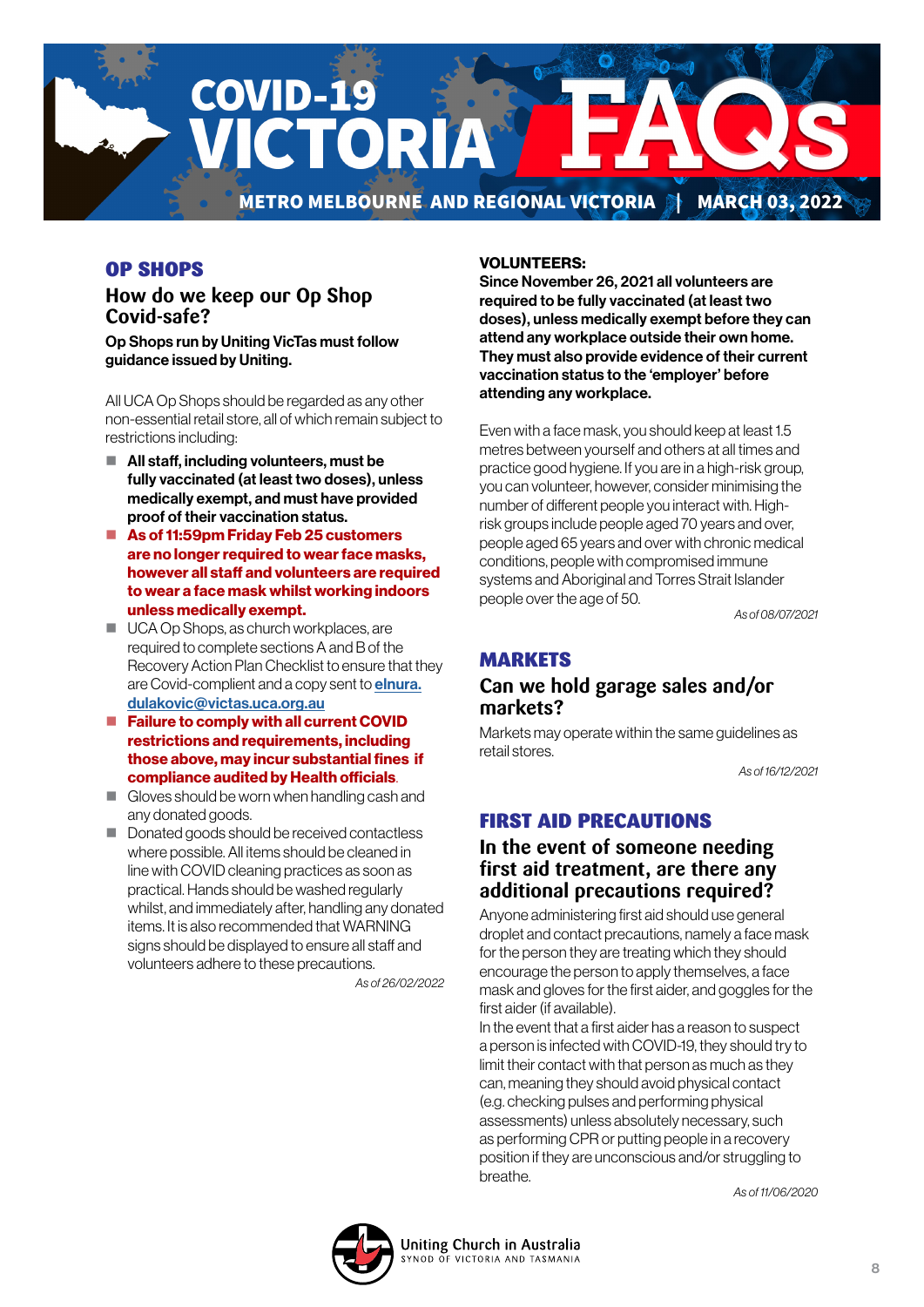# COVID-19 VICTORIA FAQs

**METRO MELBOURNE AND REGIONAL VICTORIA | MARCH 03, 2022**

## OP SHOPS

### How do we keep our Op Shop Covid-safe?

**Op Shops run by Uniting VicTas must follow guidance issued by Uniting.**

All UCA Op Shops should be regarded as any other non-essential retail store, all of which remain subject to restrictions including:

- **All staff, including volunteers, must be fully vaccinated (at least two doses), unless medically exempt, and must have provided proof of their vaccination status.**
- **As of 11:59pm Friday Feb 25 customers are no longer required to wear face masks, however all staff and volunteers are required to wear a face mask whilst working indoors unless medically exempt.**
- UCA Op Shops, as church workplaces, are required to complete sections A and B of the Recovery Action Plan Checklist to ensure that they are Covid-complient and a copy sent to **elnura.dulakovic@victas.uca.org.au**
- **Failure to comply with all current COVID restrictions and requirements, including those above, may incur substantial fines if compliance audited by Health officials**.
- Gloves should be worn when handling cash and any donated goods.
- Donated goods should be received contactless where possible. All items should be cleaned in line with COVID cleaning practices as soon as practical. Hands should be washed regularly whilst, and immediately after, handling any donated items. It is also recommended that WARNING signs should be displayed to ensure all staff and volunteers adhere to these precautions.

*As of 26/02/2022*

**VOLUNTEERS:**

**Since November 26, 2021 all volunteers are required to be fully vaccinated (at least two doses), unless medically exempt before they can attend any workplace outside their own home. They must also provide evidence of their current vaccination status to the 'employer' before attending any workplace.**

Even with a face mask, you should keep at least 1.5 metres between yourself and others at all times and practice good hygiene. If you are in a high-risk group, you can volunteer, however, consider minimising the number of different people you interact with. High-risk groups include people aged 70 years and over, people aged 65 years and over with chronic medical conditions, people with compromised immune systems and Aboriginal and Torres Strait Islander people over the age of 50.

*As of 08/07/2021*

## MARKETS

### Can we hold garage sales and/or markets?

Markets may operate within the same guidelines as retail stores.

*As of 16/12/2021*

## FIRST AID PRECAUTIONS

### In the event of someone needing first aid treatment, are there any additional precautions required?

Anyone administering first aid should use general droplet and contact precautions, namely a face mask for the person they are treating which they should encourage the person to apply themselves, a face mask and gloves for the first aider, and goggles for the first aider (if available).

In the event that a first aider has a reason to suspect a person is infected with COVID-19, they should try to limit their contact with that person as much as they can, meaning they should avoid physical contact (e.g. checking pulses and performing physical assessments) unless absolutely necessary, such as performing CPR or putting people in a recovery position if they are unconscious and/or struggling to breathe.

*As of 11/06/2020*

Uniting Church in Australia
SYNOD OF VICTORIA AND TASMANIA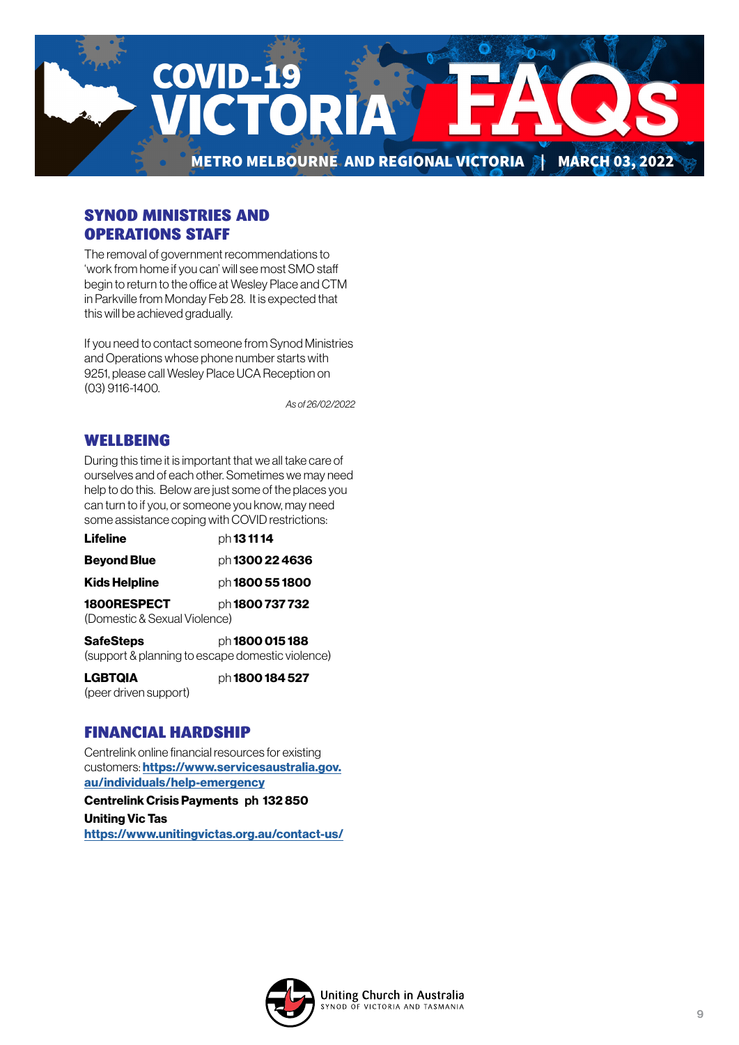# COVID-19 VICTORIA FAQs

**METRO MELBOURNE AND REGIONAL VICTORIA | MARCH 03, 2022**

## SYNOD MINISTRIES AND OPERATIONS STAFF

The removal of government recommendations to 'work from home if you can' will see most SMO staff begin to return to the office at Wesley Place and CTM in Parkville from Monday Feb 28. It is expected that this will be achieved gradually.

If you need to contact someone from Synod Ministries and Operations whose phone number starts with 9251, please call Wesley Place UCA Reception on (03) 9116-1400.

*As of 26/02/2022*

## WELLBEING

During this time it is important that we all take care of ourselves and of each other. Sometimes we may need help to do this. Below are just some of the places you can turn to if you, or someone you know, may need some assistance coping with COVID restrictions:

**Lifeline** ph **13 11 14**

**Beyond Blue** ph **1300 22 4636**

**Kids Helpline** ph **1800 55 1800**

**1800RESPECT** ph **1800 737 732**
(Domestic & Sexual Violence)

**SafeSteps** ph **1800 015 188**
(support & planning to escape domestic violence)

**LGBTQIA** ph **1800 184 527**
(peer driven support)

## FINANCIAL HARDSHIP

Centrelink online financial resources for existing customers: **https://www.servicesaustralia.gov.au/individuals/help-emergency**

**Centrelink Crisis Payments ph 132 850**

**Uniting Vic Tas**
**https://www.unitingvictas.org.au/contact-us/**

Uniting Church in Australia
SYNOD OF VICTORIA AND TASMANIA